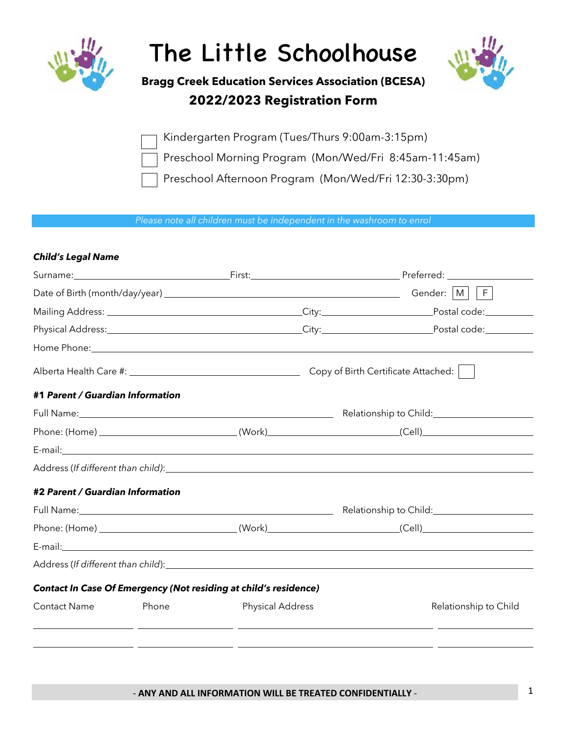# The Little Schoolhouse

**Bragg Creek Education Services Association (BCESA)**

**2022/2023 Registration Form**

☐ Kindergarten Program (Tues/Thurs 9:00am-3:15pm)

☐ Preschool Morning Program (Mon/Wed/Fri 8:45am-11:45am)

☐ Preschool Afternoon Program (Mon/Wed/Fri 12:30-3:30pm)

*Please note all children must be independent in the washroom to enrol*

***Child's Legal Name***

Surname:\_\_\_\_\_\_\_\_\_\_\_\_\_\_\_\_\_\_\_\_ First:\_\_\_\_\_\_\_\_\_\_\_\_\_\_\_\_\_\_\_\_ Preferred: \_\_\_\_\_\_\_\_\_\_\_\_

Date of Birth (month/day/year) \_\_\_\_\_\_\_\_\_\_\_\_\_\_\_\_\_\_\_\_\_\_\_\_\_\_\_\_\_\_ Gender: ☐ M ☐ F

Mailing Address: \_\_\_\_\_\_\_\_\_\_\_\_\_\_\_\_\_\_\_\_\_\_\_\_\_\_ City:\_\_\_\_\_\_\_\_\_\_\_\_\_\_\_ Postal code:\_\_\_\_\_\_\_

Physical Address:\_\_\_\_\_\_\_\_\_\_\_\_\_\_\_\_\_\_\_\_\_\_\_\_\_\_ City:\_\_\_\_\_\_\_\_\_\_\_\_\_\_\_ Postal code:\_\_\_\_\_\_\_

Home Phone:\_\_\_\_\_\_\_\_\_\_\_\_\_\_\_\_\_\_\_\_\_\_\_\_\_\_\_\_\_\_\_\_\_\_\_\_\_\_\_\_\_\_\_\_\_\_\_\_\_\_\_\_\_\_\_\_\_\_

Alberta Health Care #: \_\_\_\_\_\_\_\_\_\_\_\_\_\_\_\_\_\_\_\_\_\_ Copy of Birth Certificate Attached: ☐

***#1 Parent / Guardian Information***

Full Name:\_\_\_\_\_\_\_\_\_\_\_\_\_\_\_\_\_\_\_\_\_\_\_\_\_\_\_\_\_\_\_\_\_\_ Relationship to Child:\_\_\_\_\_\_\_\_\_\_\_\_\_

Phone: (Home) \_\_\_\_\_\_\_\_\_\_\_\_\_\_\_\_\_ (Work)\_\_\_\_\_\_\_\_\_\_\_\_\_\_\_\_\_ (Cell)\_\_\_\_\_\_\_\_\_\_\_\_\_\_\_\_

E-mail:\_\_\_\_\_\_\_\_\_\_\_\_\_\_\_\_\_\_\_\_\_\_\_\_\_\_\_\_\_\_\_\_\_\_\_\_\_\_\_\_\_\_\_\_\_\_\_\_\_\_\_\_\_\_\_\_\_\_\_\_\_\_\_

Address (*If different than child*):\_\_\_\_\_\_\_\_\_\_\_\_\_\_\_\_\_\_\_\_\_\_\_\_\_\_\_\_\_\_\_\_\_\_\_\_\_\_\_\_\_\_\_\_

***#2 Parent / Guardian Information***

Full Name:\_\_\_\_\_\_\_\_\_\_\_\_\_\_\_\_\_\_\_\_\_\_\_\_\_\_\_\_\_\_\_\_\_\_ Relationship to Child:\_\_\_\_\_\_\_\_\_\_\_\_\_

Phone: (Home) \_\_\_\_\_\_\_\_\_\_\_\_\_\_\_\_\_ (Work)\_\_\_\_\_\_\_\_\_\_\_\_\_\_\_\_\_ (Cell)\_\_\_\_\_\_\_\_\_\_\_\_\_\_\_\_

E-mail:\_\_\_\_\_\_\_\_\_\_\_\_\_\_\_\_\_\_\_\_\_\_\_\_\_\_\_\_\_\_\_\_\_\_\_\_\_\_\_\_\_\_\_\_\_\_\_\_\_\_\_\_\_\_\_\_\_\_\_\_\_\_\_

Address (*If different than child*):\_\_\_\_\_\_\_\_\_\_\_\_\_\_\_\_\_\_\_\_\_\_\_\_\_\_\_\_\_\_\_\_\_\_\_\_\_\_\_\_\_\_\_\_

***Contact In Case Of Emergency (Not residing at child's residence)***

| Contact Name | Phone | Physical Address | Relationship to Child |
| --- | --- | --- | --- |
| | | | |
| | | | |

**- ANY AND ALL INFORMATION WILL BE TREATED CONFIDENTIALLY -**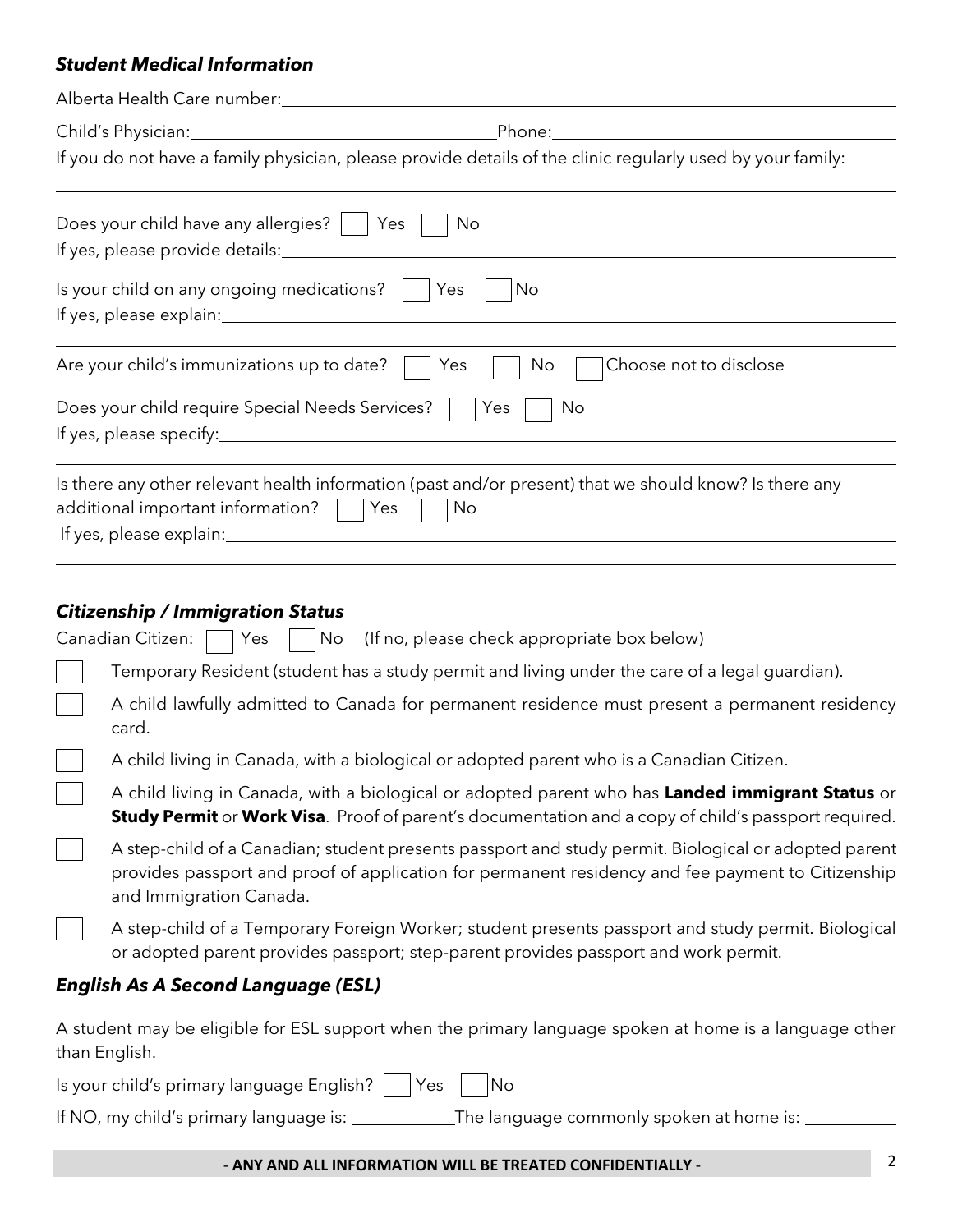### *Student Medical Information*

Alberta Health Care number:\_\_\_\_\_\_\_\_\_\_\_\_\_\_\_\_\_\_\_\_\_\_\_\_\_\_\_\_\_\_\_\_\_\_\_\_\_\_\_\_

Child's Physician:\_\_\_\_\_\_\_\_\_\_\_\_\_\_\_\_\_\_\_\_\_\_\_\_\_\_\_\_\_\_ Phone:\_\_\_\_\_\_\_\_\_\_\_\_\_\_\_\_\_\_\_\_\_\_\_\_\_\_\_\_\_\_

If you do not have a family physician, please provide details of the clinic regularly used by your family:

\_\_\_\_\_\_\_\_\_\_\_\_\_\_\_\_\_\_\_\_\_\_\_\_\_\_\_\_\_\_\_\_\_\_\_\_\_\_\_\_\_\_\_\_\_\_\_\_\_\_\_\_\_\_\_\_\_\_\_\_\_\_\_\_\_\_\_\_\_\_

Does your child have any allergies? ☐ Yes ☐ No

If yes, please provide details:\_\_\_\_\_\_\_\_\_\_\_\_\_\_\_\_\_\_\_\_\_\_\_\_\_\_\_\_\_\_\_\_\_\_\_\_\_\_\_\_\_\_\_\_\_\_\_\_\_\_\_\_

Is your child on any ongoing medications? ☐ Yes ☐ No

If yes, please explain:\_\_\_\_\_\_\_\_\_\_\_\_\_\_\_\_\_\_\_\_\_\_\_\_\_\_\_\_\_\_\_\_\_\_\_\_\_\_\_\_\_\_\_\_\_\_\_\_\_\_\_\_\_\_\_\_\_\_

\_\_\_\_\_\_\_\_\_\_\_\_\_\_\_\_\_\_\_\_\_\_\_\_\_\_\_\_\_\_\_\_\_\_\_\_\_\_\_\_\_\_\_\_\_\_\_\_\_\_\_\_\_\_\_\_\_\_\_\_\_\_\_\_\_\_\_\_\_\_

Are your child's immunizations up to date? ☐ Yes ☐ No ☐ Choose not to disclose

Does your child require Special Needs Services? ☐ Yes ☐ No

If yes, please specify:\_\_\_\_\_\_\_\_\_\_\_\_\_\_\_\_\_\_\_\_\_\_\_\_\_\_\_\_\_\_\_\_\_\_\_\_\_\_\_\_\_\_\_\_\_\_\_\_\_\_\_\_\_\_\_\_\_\_

\_\_\_\_\_\_\_\_\_\_\_\_\_\_\_\_\_\_\_\_\_\_\_\_\_\_\_\_\_\_\_\_\_\_\_\_\_\_\_\_\_\_\_\_\_\_\_\_\_\_\_\_\_\_\_\_\_\_\_\_\_\_\_\_\_\_\_\_\_\_

Is there any other relevant health information (past and/or present) that we should know? Is there any additional important information? ☐ Yes ☐ No

If yes, please explain:\_\_\_\_\_\_\_\_\_\_\_\_\_\_\_\_\_\_\_\_\_\_\_\_\_\_\_\_\_\_\_\_\_\_\_\_\_\_\_\_\_\_\_\_\_\_\_\_\_\_\_\_\_\_\_\_\_\_

\_\_\_\_\_\_\_\_\_\_\_\_\_\_\_\_\_\_\_\_\_\_\_\_\_\_\_\_\_\_\_\_\_\_\_\_\_\_\_\_\_\_\_\_\_\_\_\_\_\_\_\_\_\_\_\_\_\_\_\_\_\_\_\_\_\_\_\_\_\_

### *Citizenship / Immigration Status*

Canadian Citizen: ☐ Yes ☐ No (If no, please check appropriate box below)

- ☐ Temporary Resident (student has a study permit and living under the care of a legal guardian).
- ☐ A child lawfully admitted to Canada for permanent residence must present a permanent residency card.
- ☐ A child living in Canada, with a biological or adopted parent who is a Canadian Citizen.
- ☐ A child living in Canada, with a biological or adopted parent who has **Landed immigrant Status** or **Study Permit** or **Work Visa**. Proof of parent's documentation and a copy of child's passport required.
- ☐ A step-child of a Canadian; student presents passport and study permit. Biological or adopted parent provides passport and proof of application for permanent residency and fee payment to Citizenship and Immigration Canada.
- ☐ A step-child of a Temporary Foreign Worker; student presents passport and study permit. Biological or adopted parent provides passport; step-parent provides passport and work permit.

### *English As A Second Language (ESL)*

A student may be eligible for ESL support when the primary language spoken at home is a language other than English.

Is your child's primary language English? ☐ Yes ☐ No

If NO, my child's primary language is: \_\_\_\_\_\_\_\_\_\_\_\_ The language commonly spoken at home is: \_\_\_\_\_\_\_\_\_\_\_\_

**- ANY AND ALL INFORMATION WILL BE TREATED CONFIDENTIALLY -**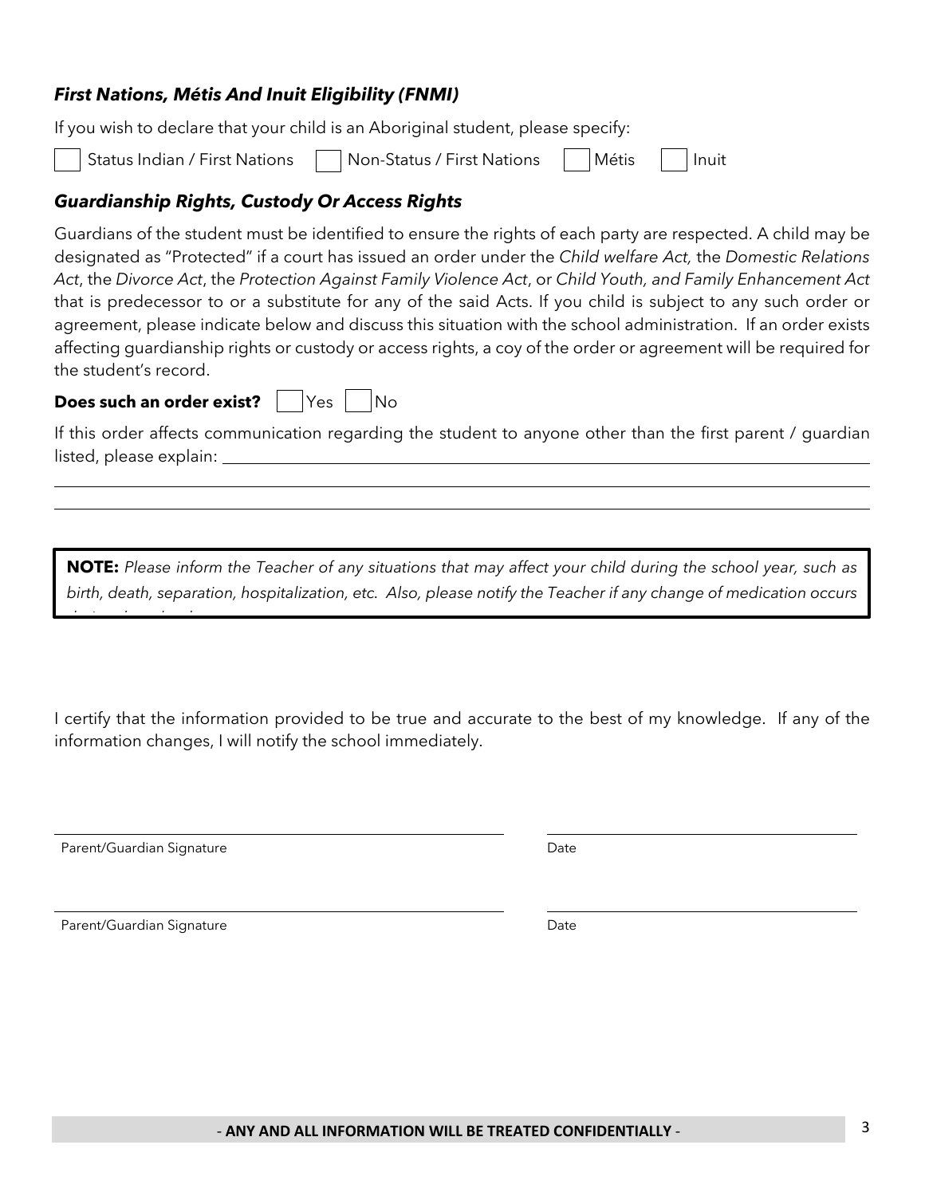### *First Nations, Métis And Inuit Eligibility (FNMI)*

If you wish to declare that your child is an Aboriginal student, please specify:

☐ Status Indian / First Nations ☐ Non-Status / First Nations ☐ Métis ☐ Inuit

### *Guardianship Rights, Custody Or Access Rights*

Guardians of the student must be identified to ensure the rights of each party are respected. A child may be designated as "Protected" if a court has issued an order under the *Child welfare Act,* the *Domestic Relations Act*, the *Divorce Act*, the *Protection Against Family Violence Act*, or *Child Youth, and Family Enhancement Act* that is predecessor to or a substitute for any of the said Acts. If you child is subject to any such order or agreement, please indicate below and discuss this situation with the school administration. If an order exists affecting guardianship rights or custody or access rights, a coy of the order or agreement will be required for the student's record.

**Does such an order exist?** ☐ Yes ☐ No

If this order affects communication regarding the student to anyone other than the first parent / guardian listed, please explain: ______________________________________________________________

______________________________________________________________________________

______________________________________________________________________________

> **NOTE:** *Please inform the Teacher of any situations that may affect your child during the school year, such as birth, death, separation, hospitalization, etc. Also, please notify the Teacher if any change of medication occurs during the school year.*

I certify that the information provided to be true and accurate to the best of my knowledge. If any of the information changes, I will notify the school immediately.

______________________________ ______________________________

Parent/Guardian Signature Date

______________________________ ______________________________

Parent/Guardian Signature Date

**- ANY AND ALL INFORMATION WILL BE TREATED CONFIDENTIALLY -**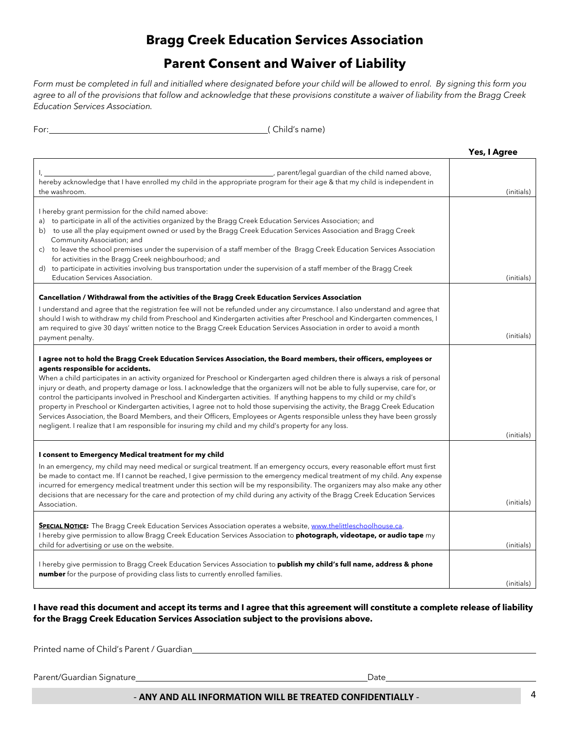# Bragg Creek Education Services Association

## Parent Consent and Waiver of Liability

*Form must be completed in full and initialled where designated before your child will be allowed to enrol. By signing this form you agree to all of the provisions that follow and acknowledge that these provisions constitute a waiver of liability from the Bragg Creek Education Services Association.*

For:\_\_\_\_\_\_\_\_\_\_\_\_\_\_\_\_\_\_\_\_\_\_\_\_\_\_\_\_\_\_\_\_\_\_\_\_\_\_\_\_\_\_\_\_\_\_\_\_( Child's name)

| | **Yes, I Agree** |
|---|---|
| I, \_\_\_\_\_\_\_\_\_\_\_\_\_\_\_\_\_\_\_\_\_\_\_\_\_\_\_\_\_\_\_\_\_\_\_\_\_\_\_\_\_\_\_\_, parent/legal guardian of the child named above, hereby acknowledge that I have enrolled my child in the appropriate program for their age & that my child is independent in the washroom. | (initials) |
| I hereby grant permission for the child named above:<br>a) to participate in all of the activities organized by the Bragg Creek Education Services Association; and<br>b) to use all the play equipment owned or used by the Bragg Creek Education Services Association and Bragg Creek Community Association; and<br>c) to leave the school premises under the supervision of a staff member of the Bragg Creek Education Services Association for activities in the Bragg Creek neighbourhood; and<br>d) to participate in activities involving bus transportation under the supervision of a staff member of the Bragg Creek Education Services Association. | (initials) |
| **Cancellation / Withdrawal from the activities of the Bragg Creek Education Services Association**<br>I understand and agree that the registration fee will not be refunded under any circumstance. I also understand and agree that should I wish to withdraw my child from Preschool and Kindergarten activities after Preschool and Kindergarten commences, I am required to give 30 days' written notice to the Bragg Creek Education Services Association in order to avoid a month payment penalty. | (initials) |
| **I agree not to hold the Bragg Creek Education Services Association, the Board members, their officers, employees or agents responsible for accidents.**<br>When a child participates in an activity organized for Preschool or Kindergarten aged children there is always a risk of personal injury or death, and property damage or loss. I acknowledge that the organizers will not be able to fully supervise, care for, or control the participants involved in Preschool and Kindergarten activities. If anything happens to my child or my child's property in Preschool or Kindergarten activities, I agree not to hold those supervising the activity, the Bragg Creek Education Services Association, the Board Members, and their Officers, Employees or Agents responsible unless they have been grossly negligent. I realize that I am responsible for insuring my child and my child's property for any loss. | (initials) |
| **I consent to Emergency Medical treatment for my child**<br>In an emergency, my child may need medical or surgical treatment. If an emergency occurs, every reasonable effort must first be made to contact me. If I cannot be reached, I give permission to the emergency medical treatment of my child. Any expense incurred for emergency medical treatment under this section will be my responsibility. The organizers may also make any other decisions that are necessary for the care and protection of my child during any activity of the Bragg Creek Education Services Association. | (initials) |
| **SPECIAL NOTICE:** The Bragg Creek Education Services Association operates a website, www.thelittleschoolhouse.ca.<br>I hereby give permission to allow Bragg Creek Education Services Association to **photograph, videotape, or audio tape** my child for advertising or use on the website. | (initials) |
| I hereby give permission to Bragg Creek Education Services Association to **publish my child's full name, address & phone number** for the purpose of providing class lists to currently enrolled families. | (initials) |

**I have read this document and accept its terms and I agree that this agreement will constitute a complete release of liability for the Bragg Creek Education Services Association subject to the provisions above.**

Printed name of Child's Parent / Guardian\_\_\_\_\_\_\_\_\_\_\_\_\_\_\_\_\_\_\_\_\_\_\_\_\_\_\_\_\_\_\_\_\_\_\_\_\_\_\_\_\_\_\_\_\_\_\_\_

Parent/Guardian Signature\_\_\_\_\_\_\_\_\_\_\_\_\_\_\_\_\_\_\_\_\_\_\_\_\_\_\_\_\_\_\_\_\_\_\_\_ Date\_\_\_\_\_\_\_\_\_\_\_\_\_\_\_\_\_\_\_\_

**- ANY AND ALL INFORMATION WILL BE TREATED CONFIDENTIALLY -**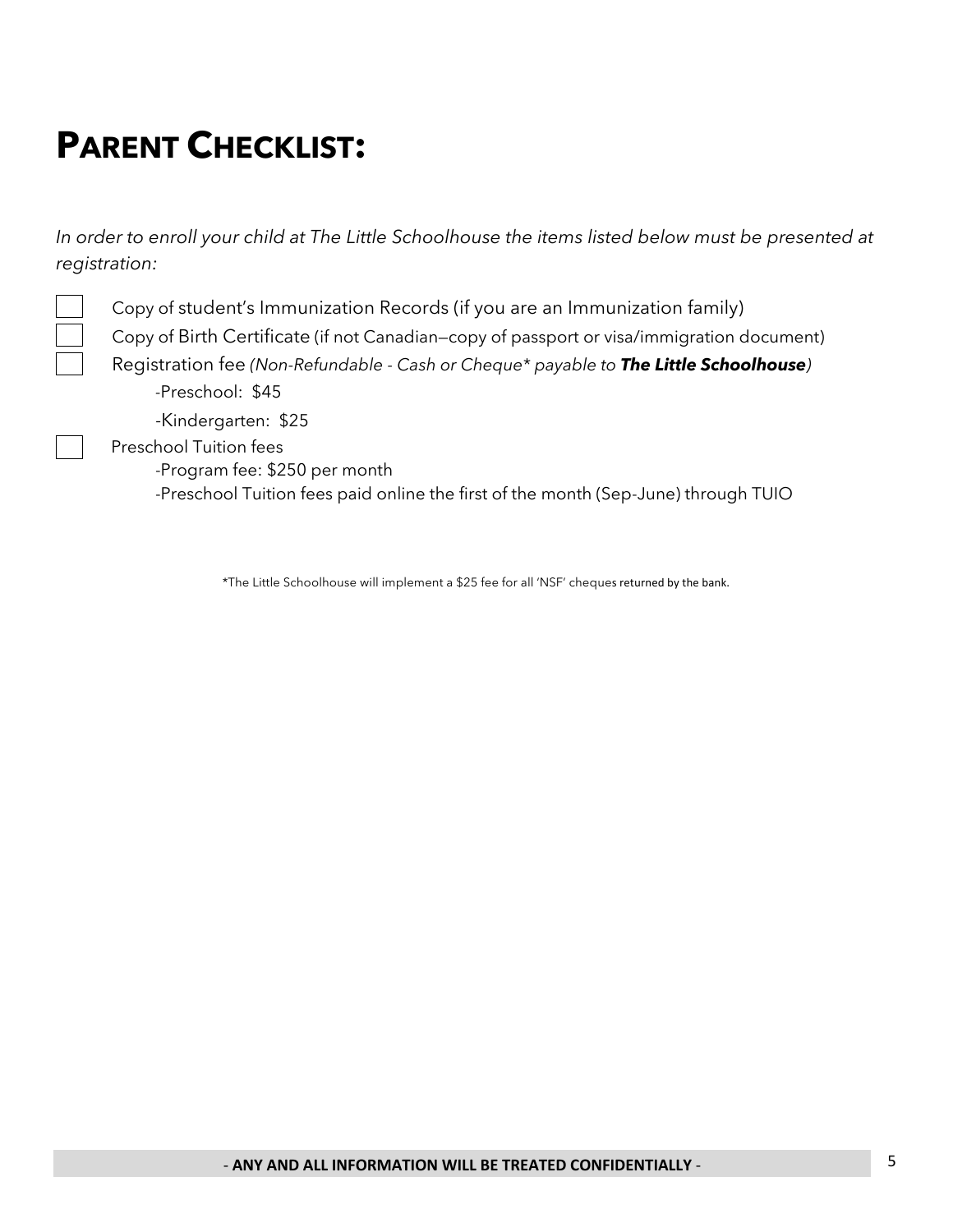# Parent Checklist:

*In order to enroll your child at The Little Schoolhouse the items listed below must be presented at registration:*

- [ ] Copy of student's Immunization Records (if you are an Immunization family)
- [ ] Copy of Birth Certificate (if not Canadian—copy of passport or visa/immigration document)
- [ ] Registration fee *(Non-Refundable - Cash or Cheque* payable to* ***The Little Schoolhouse****)*
  - -Preschool: $45
  - -Kindergarten: $25
- [ ] Preschool Tuition fees
  - -Program fee: $250 per month
  - -Preschool Tuition fees paid online the first of the month (Sep-June) through TUIO

*The Little Schoolhouse will implement a $25 fee for all 'NSF' cheques returned by the bank.

**- ANY AND ALL INFORMATION WILL BE TREATED CONFIDENTIALLY -**